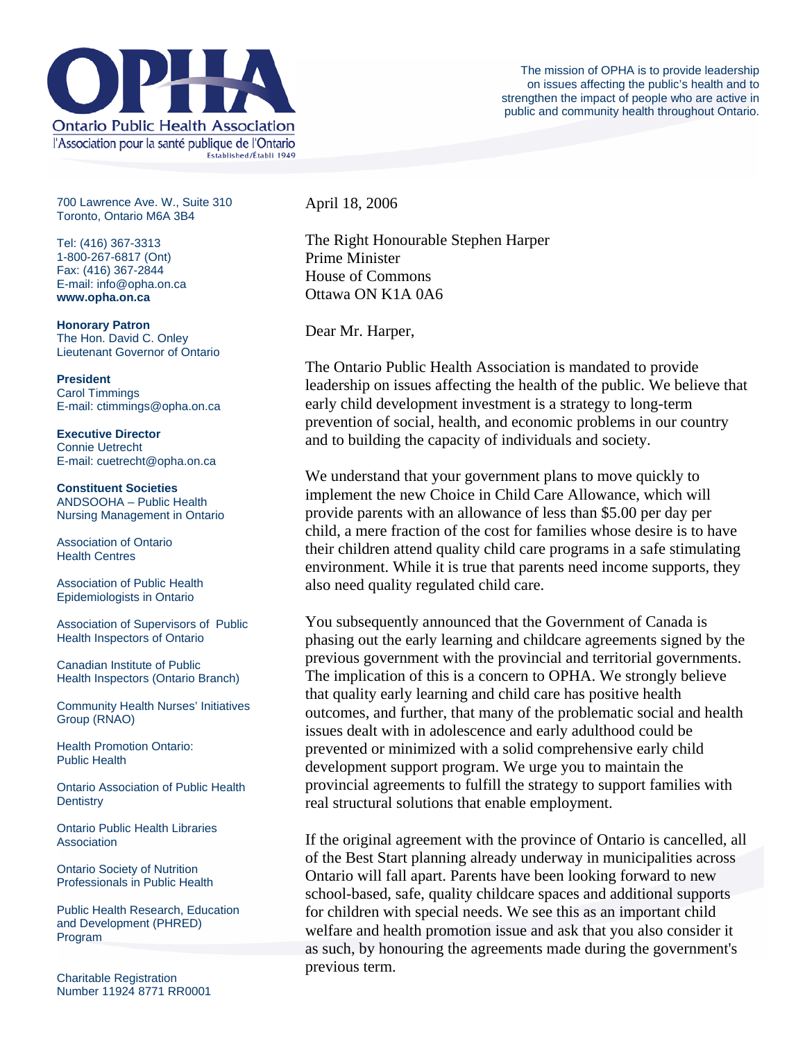**OPHA**

Ontario Public Health Association

l'Association pour la santé publique de l'Ontario

Established/Établi 1949

The mission of OPHA is to provide leadership on issues affecting the public's health and to strengthen the impact of people who are active in public and community health throughout Ontario.

700 Lawrence Ave. W., Suite 310
Toronto, Ontario M6A 3B4

Tel: (416) 367-3313
1-800-267-6817 (Ont)
Fax: (416) 367-2844
E-mail: info@opha.on.ca
**www.opha.on.ca**

**Honorary Patron**
The Hon. David C. Onley
Lieutenant Governor of Ontario

**President**
Carol Timmings
E-mail: ctimmings@opha.on.ca

**Executive Director**
Connie Uetrecht
E-mail: cuetrecht@opha.on.ca

**Constituent Societies**

ANDSOOHA – Public Health Nursing Management in Ontario

Association of Ontario Health Centres

Association of Public Health Epidemiologists in Ontario

Association of Supervisors of Public Health Inspectors of Ontario

Canadian Institute of Public Health Inspectors (Ontario Branch)

Community Health Nurses' Initiatives Group (RNAO)

Health Promotion Ontario: Public Health

Ontario Association of Public Health Dentistry

Ontario Public Health Libraries Association

Ontario Society of Nutrition Professionals in Public Health

Public Health Research, Education and Development (PHRED) Program

Charitable Registration Number 11924 8771 RR0001

April 18, 2006

The Right Honourable Stephen Harper
Prime Minister
House of Commons
Ottawa ON K1A 0A6

Dear Mr. Harper,

The Ontario Public Health Association is mandated to provide leadership on issues affecting the health of the public. We believe that early child development investment is a strategy to long-term prevention of social, health, and economic problems in our country and to building the capacity of individuals and society.

We understand that your government plans to move quickly to implement the new Choice in Child Care Allowance, which will provide parents with an allowance of less than $5.00 per day per child, a mere fraction of the cost for families whose desire is to have their children attend quality child care programs in a safe stimulating environment. While it is true that parents need income supports, they also need quality regulated child care.

You subsequently announced that the Government of Canada is phasing out the early learning and childcare agreements signed by the previous government with the provincial and territorial governments. The implication of this is a concern to OPHA. We strongly believe that quality early learning and child care has positive health outcomes, and further, that many of the problematic social and health issues dealt with in adolescence and early adulthood could be prevented or minimized with a solid comprehensive early child development support program. We urge you to maintain the provincial agreements to fulfill the strategy to support families with real structural solutions that enable employment.

If the original agreement with the province of Ontario is cancelled, all of the Best Start planning already underway in municipalities across Ontario will fall apart. Parents have been looking forward to new school-based, safe, quality childcare spaces and additional supports for children with special needs. We see this as an important child welfare and health promotion issue and ask that you also consider it as such, by honouring the agreements made during the government's previous term.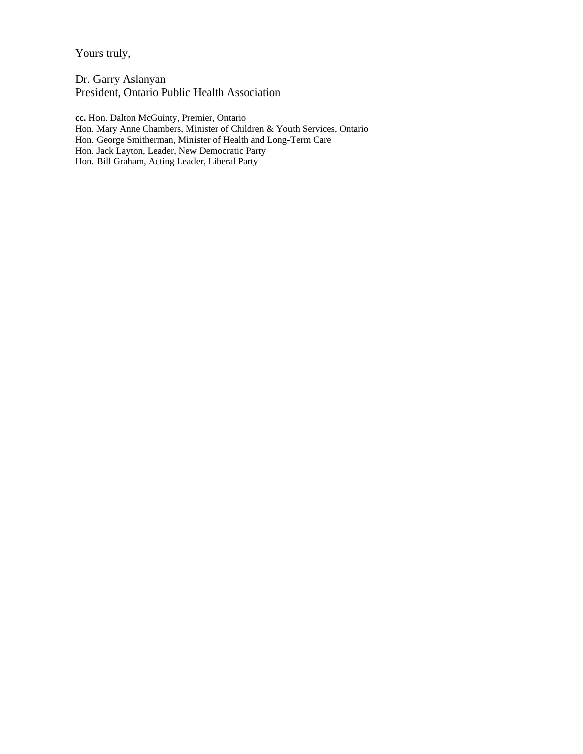Yours truly,

Dr. Garry Aslanyan
President, Ontario Public Health Association

**cc.** Hon. Dalton McGuinty, Premier, Ontario
Hon. Mary Anne Chambers, Minister of Children & Youth Services, Ontario
Hon. George Smitherman, Minister of Health and Long-Term Care
Hon. Jack Layton, Leader, New Democratic Party
Hon. Bill Graham, Acting Leader, Liberal Party